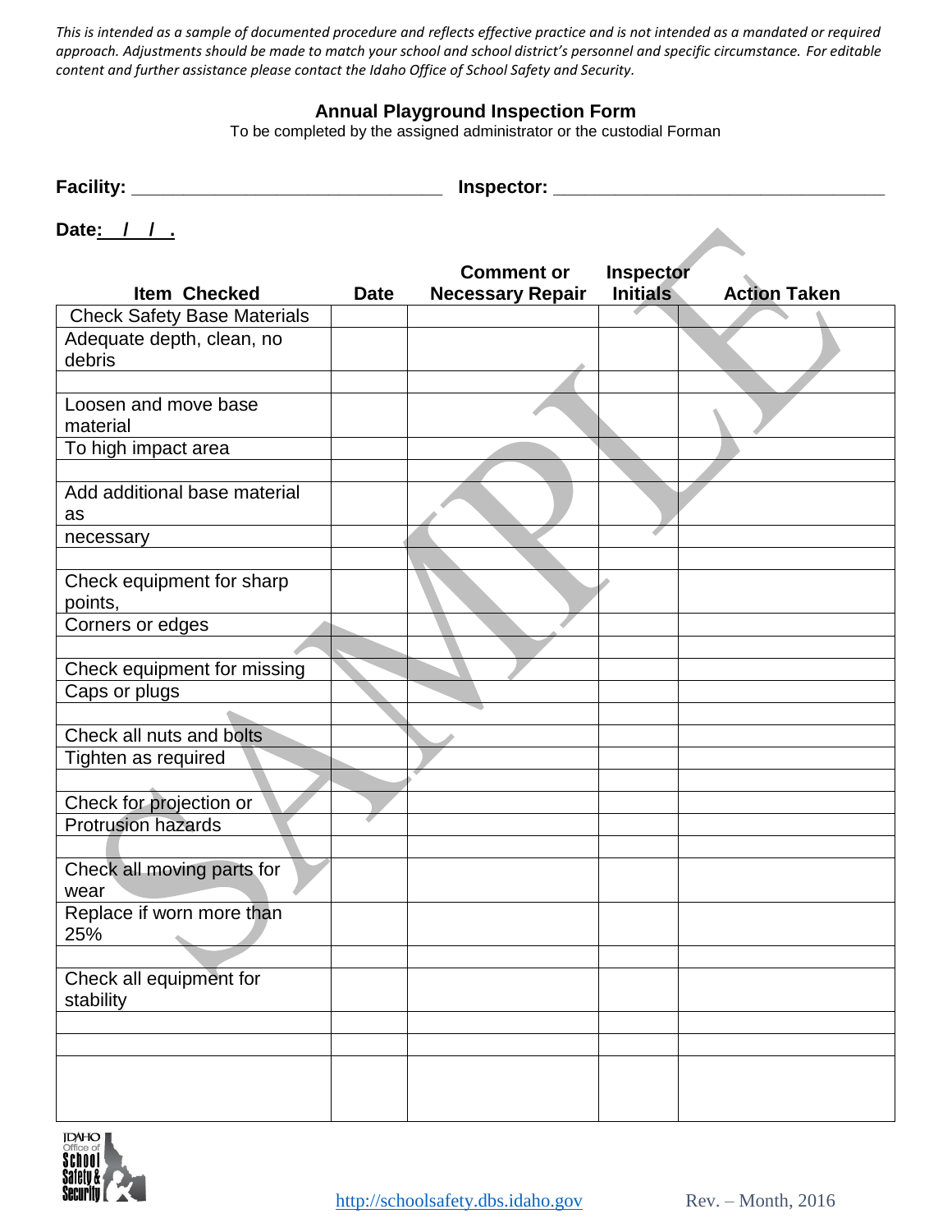*This is intended as a sample of documented procedure and reflects effective practice and is not intended as a mandated or required approach. Adjustments should be made to match your school and school district's personnel and specific circumstance. For editable content and further assistance please contact the Idaho Office of School Safety and Security.*

## Annual Playground Inspection Form

To be completed by the assigned administrator or the custodial Forman

**Facility:** ______________________________ **Inspector:** ________________________________

**Date:** / / .

| Item Checked | Date | Comment or Necessary Repair | Inspector Initials | Action Taken |
|---|---|---|---|---|
| Check Safety Base Materials | | | | |
| Adequate depth, clean, no debris | | | | |
| | | | | |
| Loosen and move base material | | | | |
| To high impact area | | | | |
| | | | | |
| Add additional base material as | | | | |
| necessary | | | | |
| | | | | |
| Check equipment for sharp points, | | | | |
| Corners or edges | | | | |
| | | | | |
| Check equipment for missing | | | | |
| Caps or plugs | | | | |
| | | | | |
| Check all nuts and bolts | | | | |
| Tighten as required | | | | |
| | | | | |
| Check for projection or | | | | |
| Protrusion hazards | | | | |
| | | | | |
| Check all moving parts for wear | | | | |
| Replace if worn more than 25% | | | | |
| | | | | |
| Check all equipment for stability | | | | |
| | | | | |
| | | | | |
| | | | | |

http://schoolsafety.dbs.idaho.gov Rev. – Month, 2016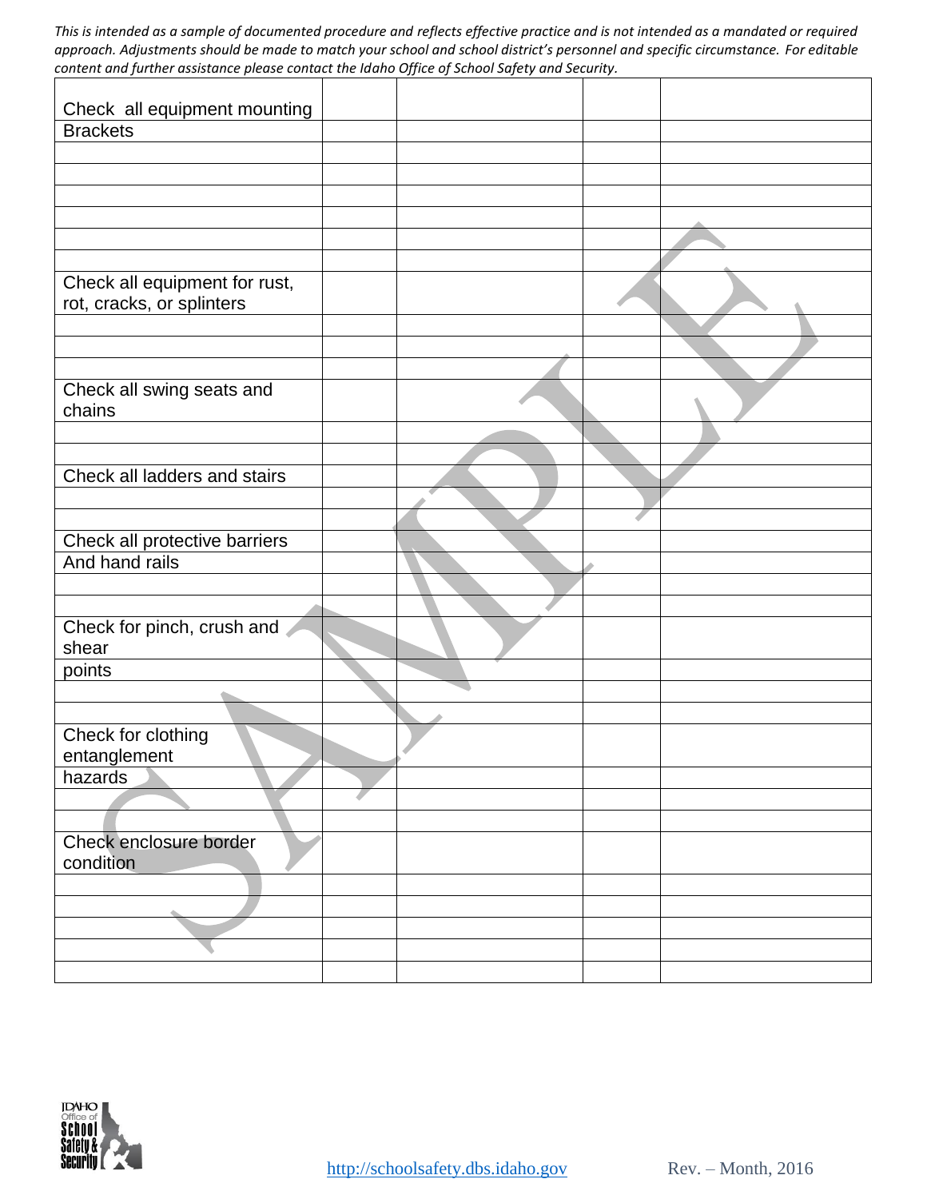*This is intended as a sample of documented procedure and reflects effective practice and is not intended as a mandated or required approach. Adjustments should be made to match your school and school district's personnel and specific circumstance. For editable content and further assistance please contact the Idaho Office of School Safety and Security.*

| | | | | |
|---|---|---|---|---|
| Check all equipment mounting | | | | |
| Brackets | | | | |
| | | | | |
| | | | | |
| | | | | |
| | | | | |
| | | | | |
| | | | | |
| Check all equipment for rust, rot, cracks, or splinters | | | | |
| | | | | |
| | | | | |
| | | | | |
| Check all swing seats and chains | | | | |
| | | | | |
| | | | | |
| Check all ladders and stairs | | | | |
| | | | | |
| | | | | |
| Check all protective barriers | | | | |
| And hand rails | | | | |
| | | | | |
| | | | | |
| Check for pinch, crush and shear | | | | |
| points | | | | |
| | | | | |
| | | | | |
| Check for clothing entanglement | | | | |
| hazards | | | | |
| | | | | |
| | | | | |
| Check enclosure border condition | | | | |
| | | | | |
| | | | | |
| | | | | |
| | | | | |
| | | | | |

SAMPLE

http://schoolsafety.dbs.idaho.gov Rev. – Month, 2016